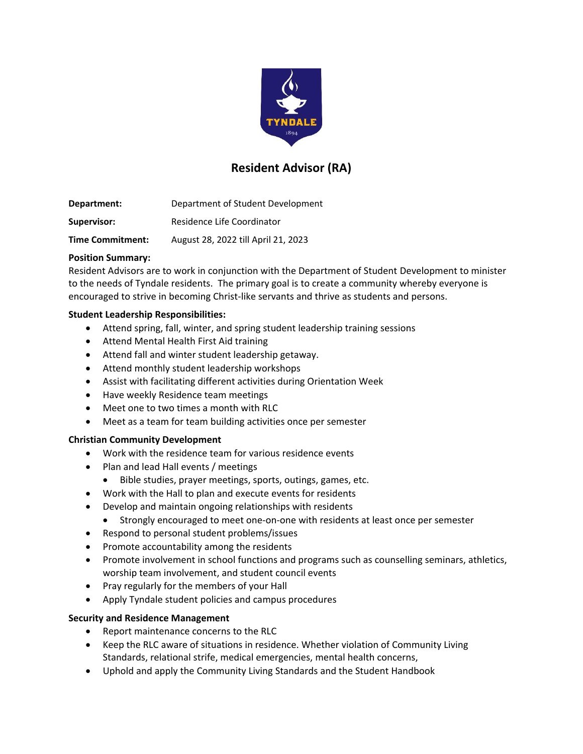# Resident Advisor (RA)

**Department:** Department of Student Development

**Supervisor:** Residence Life Coordinator

**Time Commitment:** August 28, 2022 till April 21, 2023

**Position Summary:**
Resident Advisors are to work in conjunction with the Department of Student Development to minister to the needs of Tyndale residents. The primary goal is to create a community whereby everyone is encouraged to strive in becoming Christ-like servants and thrive as students and persons.

**Student Leadership Responsibilities:**

- Attend spring, fall, winter, and spring student leadership training sessions
- Attend Mental Health First Aid training
- Attend fall and winter student leadership getaway.
- Attend monthly student leadership workshops
- Assist with facilitating different activities during Orientation Week
- Have weekly Residence team meetings
- Meet one to two times a month with RLC
- Meet as a team for team building activities once per semester

**Christian Community Development**

- Work with the residence team for various residence events
- Plan and lead Hall events / meetings
  - Bible studies, prayer meetings, sports, outings, games, etc.
- Work with the Hall to plan and execute events for residents
- Develop and maintain ongoing relationships with residents
  - Strongly encouraged to meet one-on-one with residents at least once per semester
- Respond to personal student problems/issues
- Promote accountability among the residents
- Promote involvement in school functions and programs such as counselling seminars, athletics, worship team involvement, and student council events
- Pray regularly for the members of your Hall
- Apply Tyndale student policies and campus procedures

**Security and Residence Management**

- Report maintenance concerns to the RLC
- Keep the RLC aware of situations in residence. Whether violation of Community Living Standards, relational strife, medical emergencies, mental health concerns,
- Uphold and apply the Community Living Standards and the Student Handbook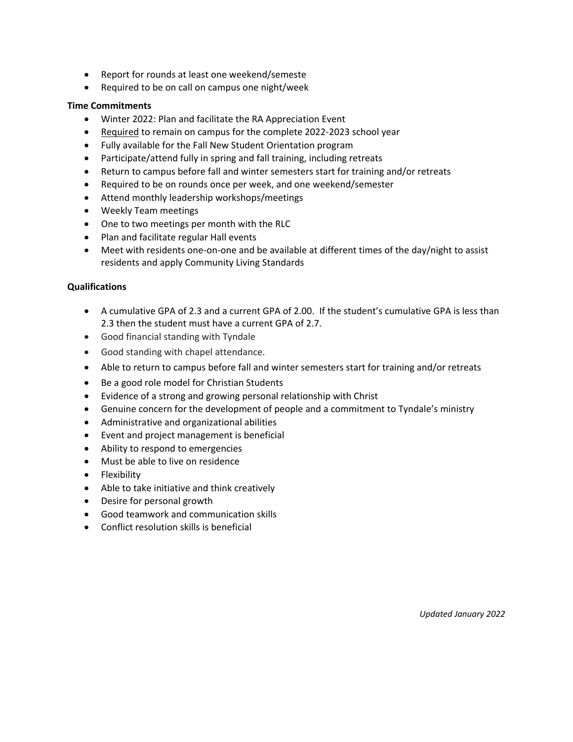- Report for rounds at least one weekend/semeste
- Required to be on call on campus one night/week

**Time Commitments**

- Winter 2022: Plan and facilitate the RA Appreciation Event
- Required to remain on campus for the complete 2022-2023 school year
- Fully available for the Fall New Student Orientation program
- Participate/attend fully in spring and fall training, including retreats
- Return to campus before fall and winter semesters start for training and/or retreats
- Required to be on rounds once per week, and one weekend/semester
- Attend monthly leadership workshops/meetings
- Weekly Team meetings
- One to two meetings per month with the RLC
- Plan and facilitate regular Hall events
- Meet with residents one-on-one and be available at different times of the day/night to assist residents and apply Community Living Standards

**Qualifications**

- A cumulative GPA of 2.3 and a current GPA of 2.00. If the student's cumulative GPA is less than 2.3 then the student must have a current GPA of 2.7.
- Good financial standing with Tyndale
- Good standing with chapel attendance.
- Able to return to campus before fall and winter semesters start for training and/or retreats
- Be a good role model for Christian Students
- Evidence of a strong and growing personal relationship with Christ
- Genuine concern for the development of people and a commitment to Tyndale's ministry
- Administrative and organizational abilities
- Event and project management is beneficial
- Ability to respond to emergencies
- Must be able to live on residence
- Flexibility
- Able to take initiative and think creatively
- Desire for personal growth
- Good teamwork and communication skills
- Conflict resolution skills is beneficial

*Updated January 2022*